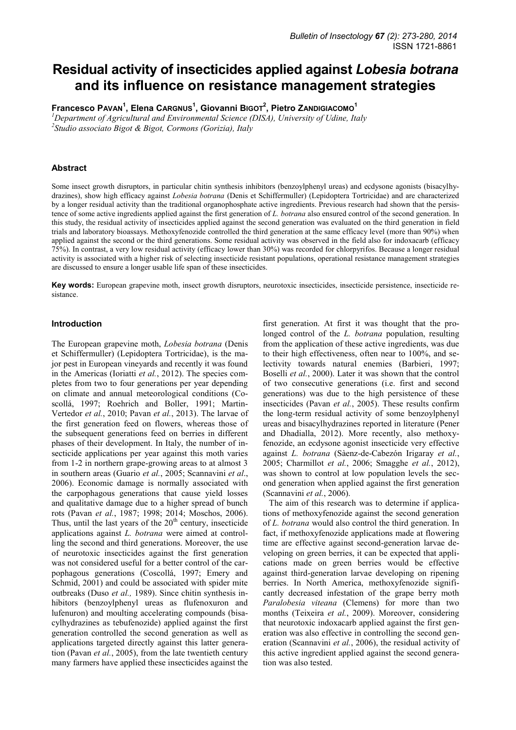# Residual activity of insecticides applied against *Lobesia botrana* and its influence on resistance management strategies

**Francesco Pavan[1], Elena Cargnus[1], Giovanni Bigot[2], Pietro Zandigiacomo[1]**

[1]*Department of Agricultural and Environmental Science (DISA), University of Udine, Italy*
[2]*Studio associato Bigot & Bigot, Cormons (Gorizia), Italy*

## Abstract

Some insect growth disruptors, in particular chitin synthesis inhibitors (benzoylphenyl ureas) and ecdysone agonists (bisacylhydrazines), show high efficacy against *Lobesia botrana* (Denis et Schiffermuller) (Lepidoptera Tortricidae) and are characterized by a longer residual activity than the traditional organophosphate active ingredients. Previous research had shown that the persistence of some active ingredients applied against the first generation of *L. botrana* also ensured control of the second generation. In this study, the residual activity of insecticides applied against the second generation was evaluated on the third generation in field trials and laboratory bioassays. Methoxyfenozide controlled the third generation at the same efficacy level (more than 90%) when applied against the second or the third generations. Some residual activity was observed in the field also for indoxacarb (efficacy 75%). In contrast, a very low residual activity (efficacy lower than 30%) was recorded for chlorpyrifos. Because a longer residual activity is associated with a higher risk of selecting insecticide resistant populations, operational resistance management strategies are discussed to ensure a longer usable life span of these insecticides.

**Key words:** European grapevine moth, insect growth disruptors, neurotoxic insecticides, insecticide persistence, insecticide resistance.

## Introduction

The European grapevine moth, *Lobesia botrana* (Denis et Schiffermuller) (Lepidoptera Tortricidae), is the major pest in European vineyards and recently it was found in the Americas (Ioriatti *et al.*, 2012). The species completes from two to four generations per year depending on climate and annual meteorological conditions (Coscollá, 1997; Roehrich and Boller, 1991; Martin-Vertedor *et al.*, 2010; Pavan *et al.*, 2013). The larvae of the first generation feed on flowers, whereas those of the subsequent generations feed on berries in different phases of their development. In Italy, the number of insecticide applications per year against this moth varies from 1-2 in northern grape-growing areas to at almost 3 in southern areas (Guario *et al.*, 2005; Scannavini *et al.*, 2006). Economic damage is normally associated with the carpophagous generations that cause yield losses and qualitative damage due to a higher spread of bunch rots (Pavan *et al.*, 1987; 1998; 2014; Moschos, 2006). Thus, until the last years of the 20[th] century, insecticide applications against *L. botrana* were aimed at controlling the second and third generations. Moreover, the use of neurotoxic insecticides against the first generation was not considered useful for a better control of the carpophagous generations (Coscollá, 1997; Emery and Schmid, 2001) and could be associated with spider mite outbreaks (Duso *et al.,* 1989). Since chitin synthesis inhibitors (benzoylphenyl ureas as flufenoxuron and lufenuron) and moulting accelerating compounds (bisacylhydrazines as tebufenozide) applied against the first generation controlled the second generation as well as applications targeted directly against this latter generation (Pavan *et al.*, 2005), from the late twentieth century many farmers have applied these insecticides against the first generation. At first it was thought that the prolonged control of the *L. botrana* population, resulting from the application of these active ingredients, was due to their high effectiveness, often near to 100%, and selectivity towards natural enemies (Barbieri, 1997; Boselli *et al.*, 2000). Later it was shown that the control of two consecutive generations (i.e. first and second generations) was due to the high persistence of these insecticides (Pavan *et al.*, 2005). These results confirm the long-term residual activity of some benzoylphenyl ureas and bisacylhydrazines reported in literature (Pener and Dhadialla, 2012). More recently, also methoxyfenozide, an ecdysone agonist insecticide very effective against *L. botrana* (Sàenz-de-Cabezón Irigaray *et al.*, 2005; Charmillot *et al.*, 2006; Smagghe *et al.*, 2012), was shown to control at low population levels the second generation when applied against the first generation (Scannavini *et al.*, 2006).

The aim of this research was to determine if applications of methoxyfenozide against the second generation of *L. botrana* would also control the third generation. In fact, if methoxyfenozide applications made at flowering time are effective against second-generation larvae developing on green berries, it can be expected that applications made on green berries would be effective against third-generation larvae developing on ripening berries. In North America, methoxyfenozide significantly decreased infestation of the grape berry moth *Paralobesia viteana* (Clemens) for more than two months (Teixeira *et al.*, 2009). Moreover, considering that neurotoxic indoxacarb applied against the first generation was also effective in controlling the second generation (Scannavini *et al.*, 2006), the residual activity of this active ingredient applied against the second generation was also tested.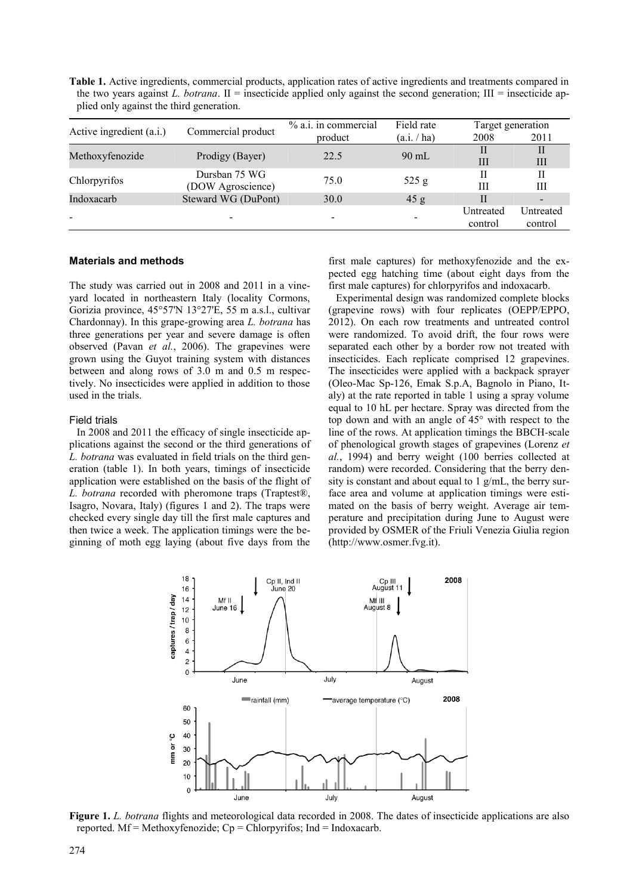**Table 1.** Active ingredients, commercial products, application rates of active ingredients and treatments compared in the two years against *L. botrana*. II = insecticide applied only against the second generation; III = insecticide applied only against the third generation.

| Active ingredient (a.i.) | Commercial product | % a.i. in commercial product | Field rate (a.i. / ha) | Target generation 2008 | Target generation 2011 |
|---|---|---|---|---|---|
| Methoxyfenozide | Prodigy (Bayer) | 22.5 | 90 mL | II<br>III | II<br>III |
| Chlorpyrifos | Dursban 75 WG (DOW Agroscience) | 75.0 | 525 g | II<br>III | II<br>III |
| Indoxacarb | Steward WG (DuPont) | 30.0 | 45 g | II | - |
| - | - | - | - | Untreated control | Untreated control |

## Materials and methods

The study was carried out in 2008 and 2011 in a vineyard located in northeastern Italy (locality Cormons, Gorizia province, 45°57'N 13°27'E, 55 m a.s.l., cultivar Chardonnay). In this grape-growing area *L. botrana* has three generations per year and severe damage is often observed (Pavan *et al.*, 2006). The grapevines were grown using the Guyot training system with distances between and along rows of 3.0 m and 0.5 m respectively. No insecticides were applied in addition to those used in the trials.

### Field trials

In 2008 and 2011 the efficacy of single insecticide applications against the second or the third generations of *L. botrana* was evaluated in field trials on the third generation (table 1). In both years, timings of insecticide application were established on the basis of the flight of *L. botrana* recorded with pheromone traps (Traptest®, Isagro, Novara, Italy) (figures 1 and 2). The traps were checked every single day till the first male captures and then twice a week. The application timings were the beginning of moth egg laying (about five days from the first male captures) for methoxyfenozide and the expected egg hatching time (about eight days from the first male captures) for chlorpyrifos and indoxacarb.

Experimental design was randomized complete blocks (grapevine rows) with four replicates (OEPP/EPPO, 2012). On each row treatments and untreated control were randomized. To avoid drift, the four rows were separated each other by a border row not treated with insecticides. Each replicate comprised 12 grapevines. The insecticides were applied with a backpack sprayer (Oleo-Mac Sp-126, Emak S.p.A, Bagnolo in Piano, Italy) at the rate reported in table 1 using a spray volume equal to 10 hL per hectare. Spray was directed from the top down and with an angle of 45° with respect to the line of the rows. At application timings the BBCH-scale of phenological growth stages of grapevines (Lorenz *et al.*, 1994) and berry weight (100 berries collected at random) were recorded. Considering that the berry density is constant and about equal to 1 g/mL, the berry surface area and volume at application timings were estimated on the basis of berry weight. Average air temperature and precipitation during June to August were provided by OSMER of the Friuli Venezia Giulia region (http://www.osmer.fvg.it).

**Figure 1.** *L. botrana* flights and meteorological data recorded in 2008. The dates of insecticide applications are also reported. Mf = Methoxyfenozide; Cp = Chlorpyrifos; Ind = Indoxacarb.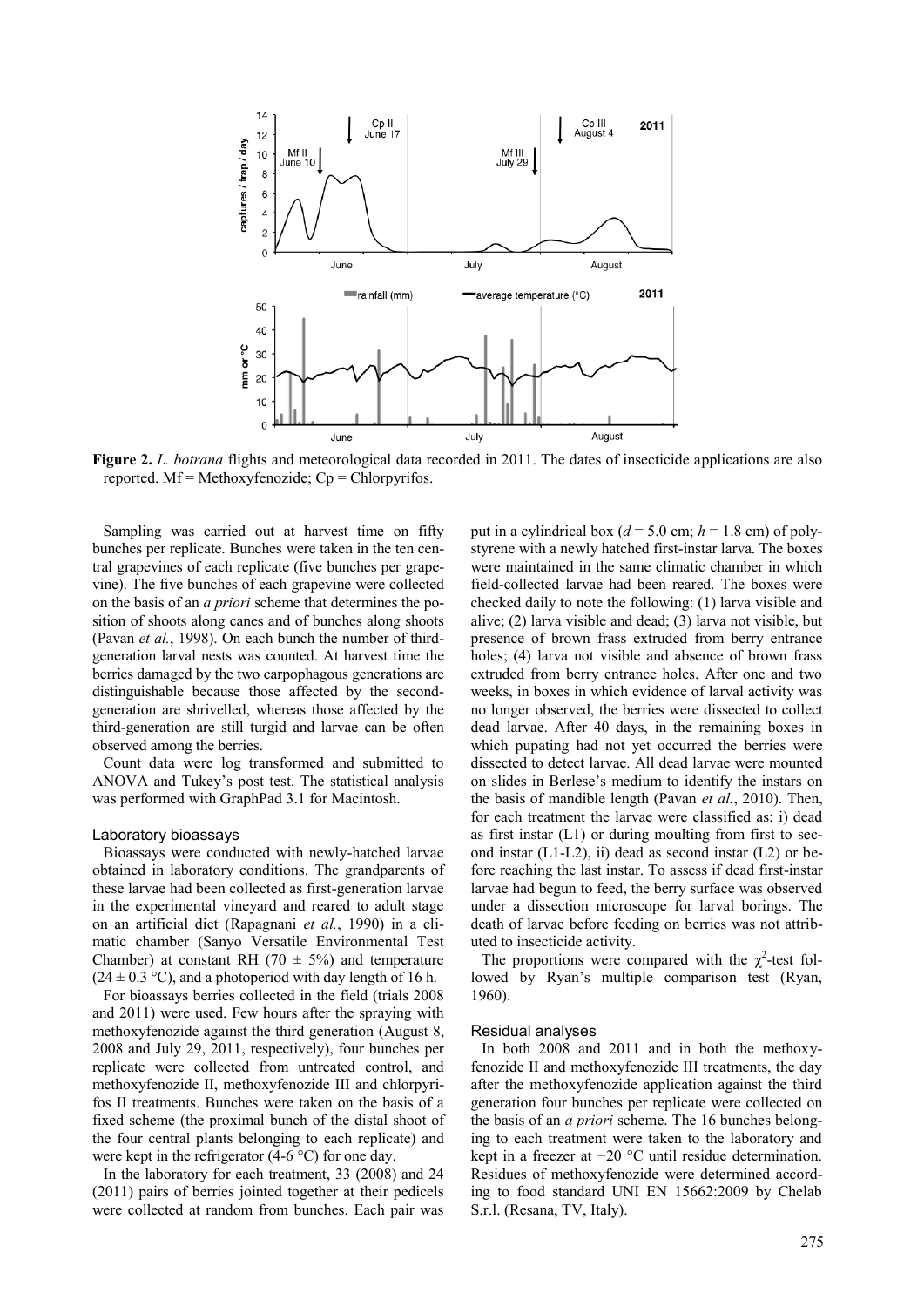**Figure 2.** *L. botrana* flights and meteorological data recorded in 2011. The dates of insecticide applications are also reported. Mf = Methoxyfenozide; Cp = Chlorpyrifos.

Sampling was carried out at harvest time on fifty bunches per replicate. Bunches were taken in the ten central grapevines of each replicate (five bunches per grapevine). The five bunches of each grapevine were collected on the basis of an *a priori* scheme that determines the position of shoots along canes and of bunches along shoots (Pavan *et al.*, 1998). On each bunch the number of third-generation larval nests was counted. At harvest time the berries damaged by the two carpophagous generations are distinguishable because those affected by the second-generation are shrivelled, whereas those affected by the third-generation are still turgid and larvae can be often observed among the berries.

Count data were log transformed and submitted to ANOVA and Tukey's post test. The statistical analysis was performed with GraphPad 3.1 for Macintosh.

### Laboratory bioassays

Bioassays were conducted with newly-hatched larvae obtained in laboratory conditions. The grandparents of these larvae had been collected as first-generation larvae in the experimental vineyard and reared to adult stage on an artificial diet (Rapagnani *et al.*, 1990) in a climatic chamber (Sanyo Versatile Environmental Test Chamber) at constant RH (70 ± 5%) and temperature (24 ± 0.3 °C), and a photoperiod with day length of 16 h.

For bioassays berries collected in the field (trials 2008 and 2011) were used. Few hours after the spraying with methoxyfenozide against the third generation (August 8, 2008 and July 29, 2011, respectively), four bunches per replicate were collected from untreated control, and methoxyfenozide II, methoxyfenozide III and chlorpyrifos II treatments. Bunches were taken on the basis of a fixed scheme (the proximal bunch of the distal shoot of the four central plants belonging to each replicate) and were kept in the refrigerator (4-6 °C) for one day.

In the laboratory for each treatment, 33 (2008) and 24 (2011) pairs of berries jointed together at their pedicels were collected at random from bunches. Each pair was put in a cylindrical box ($d$ = 5.0 cm; $h$ = 1.8 cm) of polystyrene with a newly hatched first-instar larva. The boxes were maintained in the same climatic chamber in which field-collected larvae had been reared. The boxes were checked daily to note the following: (1) larva visible and alive; (2) larva visible and dead; (3) larva not visible, but presence of brown frass extruded from berry entrance holes; (4) larva not visible and absence of brown frass extruded from berry entrance holes. After one and two weeks, in boxes in which evidence of larval activity was no longer observed, the berries were dissected to collect dead larvae. After 40 days, in the remaining boxes in which pupating had not yet occurred the berries were dissected to detect larvae. All dead larvae were mounted on slides in Berlese's medium to identify the instars on the basis of mandible length (Pavan *et al.*, 2010). Then, for each treatment the larvae were classified as: i) dead as first instar (L1) or during moulting from first to second instar (L1-L2), ii) dead as second instar (L2) or before reaching the last instar. To assess if dead first-instar larvae had begun to feed, the berry surface was observed under a dissection microscope for larval borings. The death of larvae before feeding on berries was not attributed to insecticide activity.

The proportions were compared with the $\chi^2$-test followed by Ryan's multiple comparison test (Ryan, 1960).

### Residual analyses

In both 2008 and 2011 and in both the methoxyfenozide II and methoxyfenozide III treatments, the day after the methoxyfenozide application against the third generation four bunches per replicate were collected on the basis of an *a priori* scheme. The 16 bunches belonging to each treatment were taken to the laboratory and kept in a freezer at −20 °C until residue determination. Residues of methoxyfenozide were determined according to food standard UNI EN 15662:2009 by Chelab S.r.l. (Resana, TV, Italy).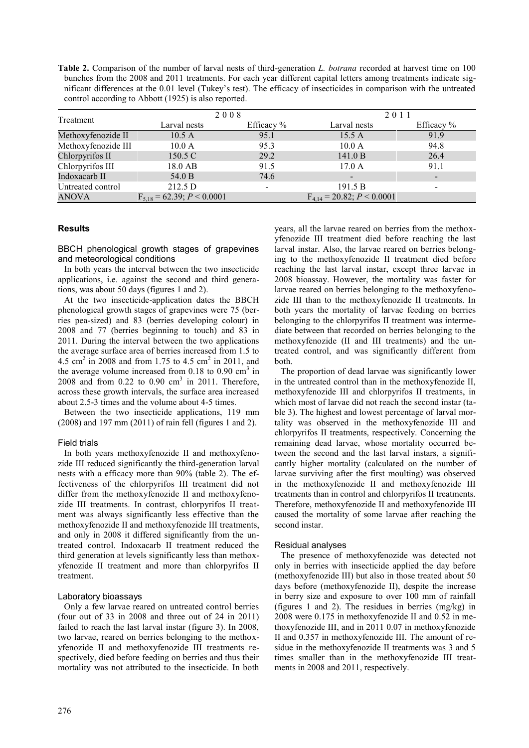**Table 2.** Comparison of the number of larval nests of third-generation *L. botrana* recorded at harvest time on 100 bunches from the 2008 and 2011 treatments. For each year different capital letters among treatments indicate significant differences at the 0.01 level (Tukey's test). The efficacy of insecticides in comparison with the untreated control according to Abbott (1925) is also reported.

| Treatment | 2008 | | 2011 | |
|---|---|---|---|---|
| | Larval nests | Efficacy % | Larval nests | Efficacy % |
| Methoxyfenozide II | 10.5 A | 95.1 | 15.5 A | 91.9 |
| Methoxyfenozide III | 10.0 A | 95.3 | 10.0 A | 94.8 |
| Chlorpyrifos II | 150.5 C | 29.2 | 141.0 B | 26.4 |
| Chlorpyrifos III | 18.0 AB | 91.5 | 17.0 A | 91.1 |
| Indoxacarb II | 54.0 B | 74.6 | - | - |
| Untreated control | 212.5 D | - | 191.5 B | - |
| ANOVA | $F_{5,18} = 62.39$; $P < 0.0001$ | | $F_{4,14} = 20.82$; $P < 0.0001$ | |

## Results

### BBCH phenological growth stages of grapevines and meteorological conditions

In both years the interval between the two insecticide applications, i.e. against the second and third generations, was about 50 days (figures 1 and 2).

At the two insecticide-application dates the BBCH phenological growth stages of grapevines were 75 (berries pea-sized) and 83 (berries developing colour) in 2008 and 77 (berries beginning to touch) and 83 in 2011. During the interval between the two applications the average surface area of berries increased from 1.5 to 4.5 $cm^2$ in 2008 and from 1.75 to 4.5 $cm^2$ in 2011, and the average volume increased from 0.18 to 0.90 $cm^3$ in 2008 and from 0.22 to 0.90 $cm^3$ in 2011. Therefore, across these growth intervals, the surface area increased about 2.5-3 times and the volume about 4-5 times.

Between the two insecticide applications, 119 mm (2008) and 197 mm (2011) of rain fell (figures 1 and 2).

### Field trials

In both years methoxyfenozide II and methoxyfenozide III reduced significantly the third-generation larval nests with a efficacy more than 90% (table 2). The effectiveness of the chlorpyrifos III treatment did not differ from the methoxyfenozide II and methoxyfenozide III treatments. In contrast, chlorpyrifos II treatment was always significantly less effective than the methoxyfenozide II and methoxyfenozide III treatments, and only in 2008 it differed significantly from the untreated control. Indoxacarb II treatment reduced the third generation at levels significantly less than methoxyfenozide II treatment and more than chlorpyrifos II treatment.

### Laboratory bioassays

Only a few larvae reared on untreated control berries (four out of 33 in 2008 and three out of 24 in 2011) failed to reach the last larval instar (figure 3). In 2008, two larvae, reared on berries belonging to the methoxyfenozide II and methoxyfenozide III treatments respectively, died before feeding on berries and thus their mortality was not attributed to the insecticide. In both years, all the larvae reared on berries from the methoxyfenozide III treatment died before reaching the last larval instar. Also, the larvae reared on berries belonging to the methoxyfenozide II treatment died before reaching the last larval instar, except three larvae in 2008 bioassay. However, the mortality was faster for larvae reared on berries belonging to the methoxyfenozide III than to the methoxyfenozide II treatments. In both years the mortality of larvae feeding on berries belonging to the chlorpyrifos II treatment was intermediate between that recorded on berries belonging to the methoxyfenozide (II and III treatments) and the untreated control, and was significantly different from both.

The proportion of dead larvae was significantly lower in the untreated control than in the methoxyfenozide II, methoxyfenozide III and chlorpyrifos II treatments, in which most of larvae did not reach the second instar (table 3). The highest and lowest percentage of larval mortality was observed in the methoxyfenozide III and chlorpyrifos II treatments, respectively. Concerning the remaining dead larvae, whose mortality occurred between the second and the last larval instars, a significantly higher mortality (calculated on the number of larvae surviving after the first moulting) was observed in the methoxyfenozide II and methoxyfenozide III treatments than in control and chlorpyrifos II treatments. Therefore, methoxyfenozide II and methoxyfenozide III caused the mortality of some larvae after reaching the second instar.

### Residual analyses

The presence of methoxyfenozide was detected not only in berries with insecticide applied the day before (methoxyfenozide III) but also in those treated about 50 days before (methoxyfenozide II), despite the increase in berry size and exposure to over 100 mm of rainfall (figures 1 and 2). The residues in berries (mg/kg) in 2008 were 0.175 in methoxyfenozide II and 0.52 in methoxyfenozide III, and in 2011 0.07 in methoxyfenozide II and 0.357 in methoxyfenozide III. The amount of residue in the methoxyfenozide II treatments was 3 and 5 times smaller than in the methoxyfenozide III treatments in 2008 and 2011, respectively.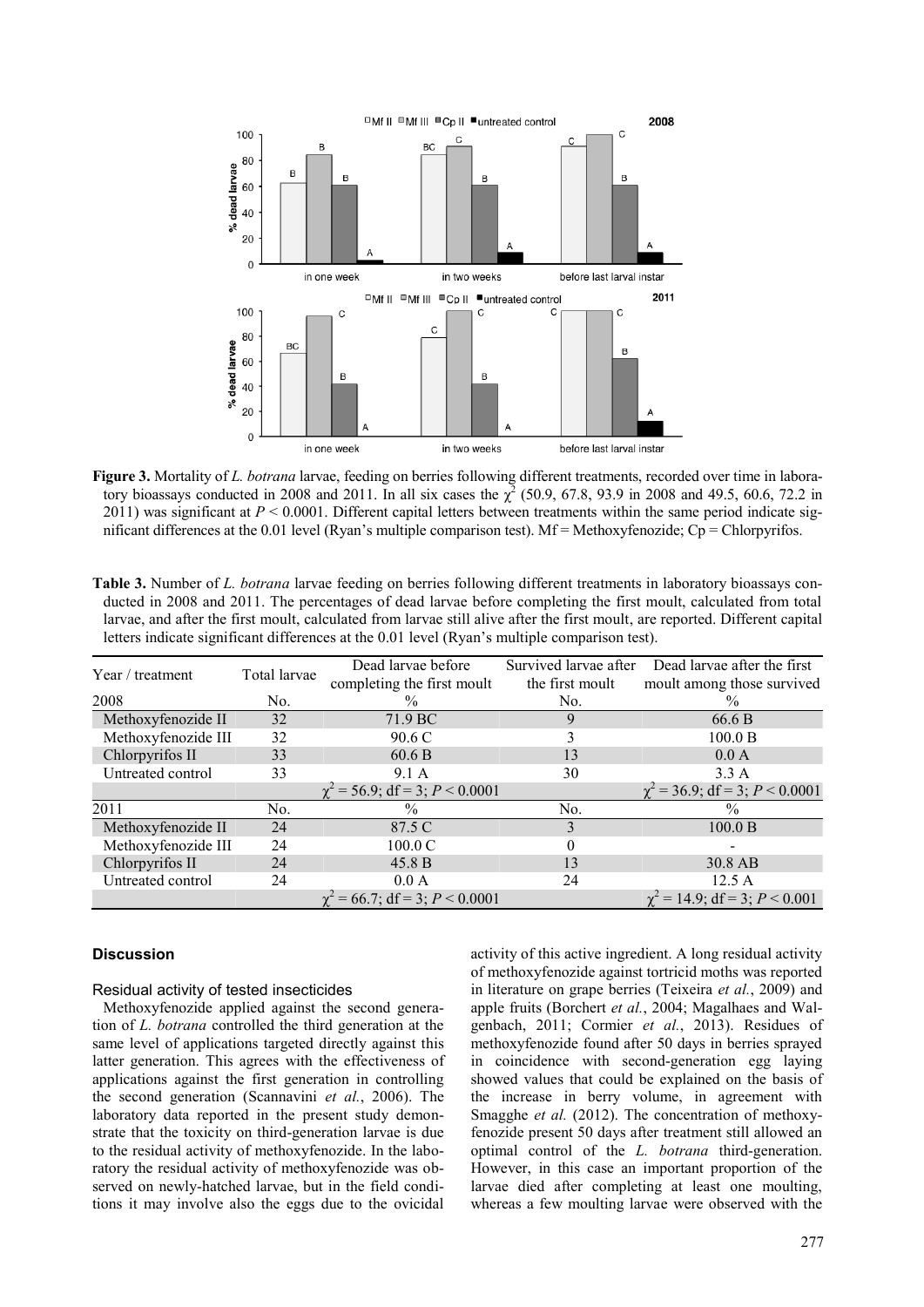**Figure 3.** Mortality of *L. botrana* larvae, feeding on berries following different treatments, recorded over time in laboratory bioassays conducted in 2008 and 2011. In all six cases the $\chi^2$ (50.9, 67.8, 93.9 in 2008 and 49.5, 60.6, 72.2 in 2011) was significant at $P < 0.0001$. Different capital letters between treatments within the same period indicate significant differences at the 0.01 level (Ryan's multiple comparison test). Mf = Methoxyfenozide; Cp = Chlorpyrifos.

**Table 3.** Number of *L. botrana* larvae feeding on berries following different treatments in laboratory bioassays conducted in 2008 and 2011. The percentages of dead larvae before completing the first moult, calculated from total larvae, and after the first moult, calculated from larvae still alive after the first moult, are reported. Different capital letters indicate significant differences at the 0.01 level (Ryan's multiple comparison test).

| Year / treatment | Total larvae | Dead larvae before completing the first moult | Survived larvae after the first moult | Dead larvae after the first moult among those survived |
|---|---|---|---|---|
| 2008 | No. | % | No. | % |
| Methoxyfenozide II | 32 | 71.9 BC | 9 | 66.6 B |
| Methoxyfenozide III | 32 | 90.6 C | 3 | 100.0 B |
| Chlorpyrifos II | 33 | 60.6 B | 13 | 0.0 A |
| Untreated control | 33 | 9.1 A | 30 | 3.3 A |
| | | $\chi^2 = 56.9$; df = 3; $P < 0.0001$ | | $\chi^2 = 36.9$; df = 3; $P < 0.0001$ |
| 2011 | No. | % | No. | % |
| Methoxyfenozide II | 24 | 87.5 C | 3 | 100.0 B |
| Methoxyfenozide III | 24 | 100.0 C | 0 | - |
| Chlorpyrifos II | 24 | 45.8 B | 13 | 30.8 AB |
| Untreated control | 24 | 0.0 A | 24 | 12.5 A |
| | | $\chi^2 = 66.7$; df = 3; $P < 0.0001$ | | $\chi^2 = 14.9$; df = 3; $P < 0.001$ |

## Discussion

### Residual activity of tested insecticides

Methoxyfenozide applied against the second generation of *L. botrana* controlled the third generation at the same level of applications targeted directly against this latter generation. This agrees with the effectiveness of applications against the first generation in controlling the second generation (Scannavini *et al.*, 2006). The laboratory data reported in the present study demonstrate that the toxicity on third-generation larvae is due to the residual activity of methoxyfenozide. In the laboratory the residual activity of methoxyfenozide was observed on newly-hatched larvae, but in the field conditions it may involve also the eggs due to the ovicidal activity of this active ingredient. A long residual activity of methoxyfenozide against tortricid moths was reported in literature on grape berries (Teixeira *et al.*, 2009) and apple fruits (Borchert *et al.*, 2004; Magalhaes and Walgenbach, 2011; Cormier *et al.*, 2013). Residues of methoxyfenozide found after 50 days in berries sprayed in coincidence with second-generation egg laying showed values that could be explained on the basis of the increase in berry volume, in agreement with Smagghe *et al.* (2012). The concentration of methoxyfenozide present 50 days after treatment still allowed an optimal control of the *L. botrana* third-generation. However, in this case an important proportion of the larvae died after completing at least one moulting, whereas a few moulting larvae were observed with the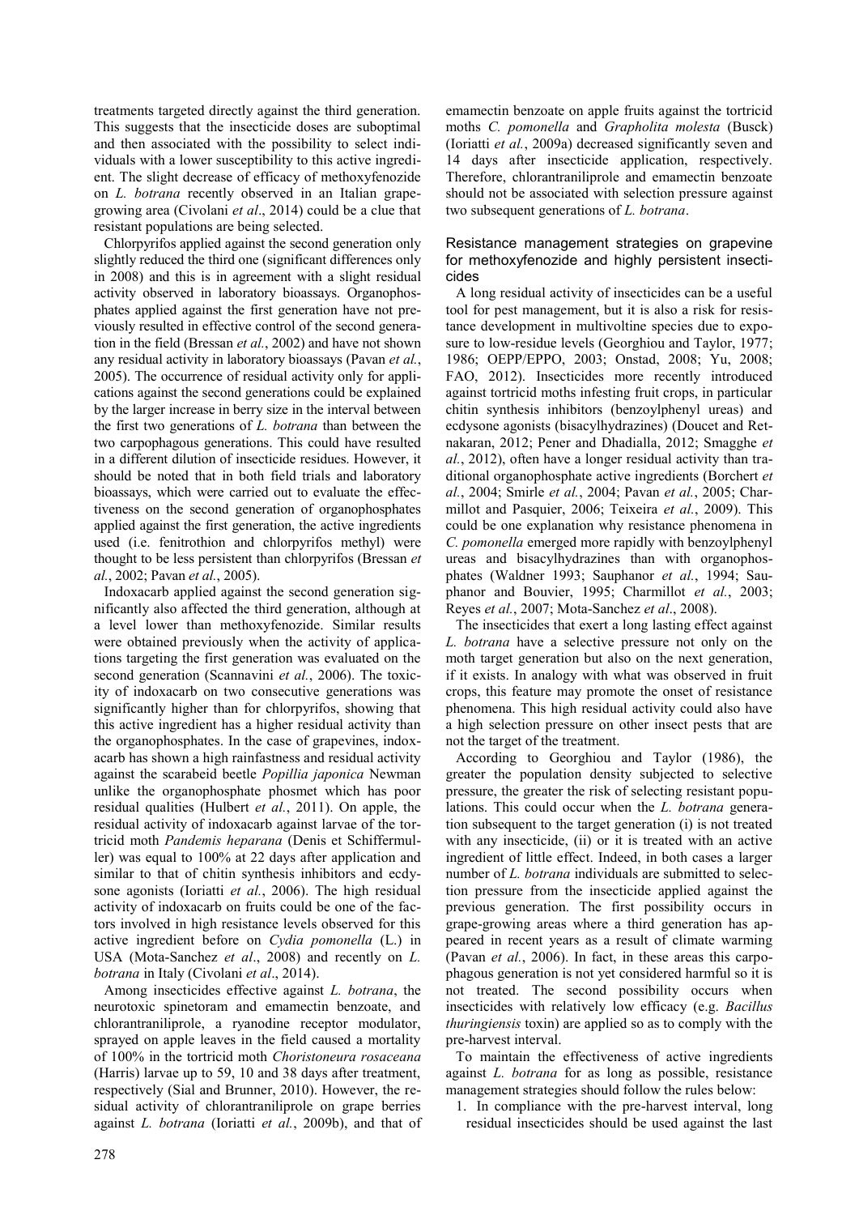treatments targeted directly against the third generation. This suggests that the insecticide doses are suboptimal and then associated with the possibility to select individuals with a lower susceptibility to this active ingredient. The slight decrease of efficacy of methoxyfenozide on *L. botrana* recently observed in an Italian grape-growing area (Civolani *et al*., 2014) could be a clue that resistant populations are being selected.

Chlorpyrifos applied against the second generation only slightly reduced the third one (significant differences only in 2008) and this is in agreement with a slight residual activity observed in laboratory bioassays. Organophosphates applied against the first generation have not previously resulted in effective control of the second generation in the field (Bressan *et al.*, 2002) and have not shown any residual activity in laboratory bioassays (Pavan *et al.*, 2005). The occurrence of residual activity only for applications against the second generations could be explained by the larger increase in berry size in the interval between the first two generations of *L. botrana* than between the two carpophagous generations. This could have resulted in a different dilution of insecticide residues. However, it should be noted that in both field trials and laboratory bioassays, which were carried out to evaluate the effectiveness on the second generation of organophosphates applied against the first generation, the active ingredients used (i.e. fenitrothion and chlorpyrifos methyl) were thought to be less persistent than chlorpyrifos (Bressan *et al.*, 2002; Pavan *et al.*, 2005).

Indoxacarb applied against the second generation significantly also affected the third generation, although at a level lower than methoxyfenozide. Similar results were obtained previously when the activity of applications targeting the first generation was evaluated on the second generation (Scannavini *et al.*, 2006). The toxicity of indoxacarb on two consecutive generations was significantly higher than for chlorpyrifos, showing that this active ingredient has a higher residual activity than the organophosphates. In the case of grapevines, indoxacarb has shown a high rainfastness and residual activity against the scarabeid beetle *Popillia japonica* Newman unlike the organophosphate phosmet which has poor residual qualities (Hulbert *et al.*, 2011). On apple, the residual activity of indoxacarb against larvae of the tortricid moth *Pandemis heparana* (Denis et Schiffermuller) was equal to 100% at 22 days after application and similar to that of chitin synthesis inhibitors and ecdysone agonists (Ioriatti *et al.*, 2006). The high residual activity of indoxacarb on fruits could be one of the factors involved in high resistance levels observed for this active ingredient before on *Cydia pomonella* (L.) in USA (Mota-Sanchez *et al*., 2008) and recently on *L. botrana* in Italy (Civolani *et al*., 2014).

Among insecticides effective against *L. botrana*, the neurotoxic spinetoram and emamectin benzoate, and chlorantraniliprole, a ryanodine receptor modulator, sprayed on apple leaves in the field caused a mortality of 100% in the tortricid moth *Choristoneura rosaceana* (Harris) larvae up to 59, 10 and 38 days after treatment, respectively (Sial and Brunner, 2010). However, the residual activity of chlorantraniliprole on grape berries against *L. botrana* (Ioriatti *et al.*, 2009b), and that of emamectin benzoate on apple fruits against the tortricid moths *C. pomonella* and *Grapholita molesta* (Busck) (Ioriatti *et al.*, 2009a) decreased significantly seven and 14 days after insecticide application, respectively. Therefore, chlorantraniliprole and emamectin benzoate should not be associated with selection pressure against two subsequent generations of *L. botrana*.

### Resistance management strategies on grapevine for methoxyfenozide and highly persistent insecticides

A long residual activity of insecticides can be a useful tool for pest management, but it is also a risk for resistance development in multivoltine species due to exposure to low-residue levels (Georghiou and Taylor, 1977; 1986; OEPP/EPPO, 2003; Onstad, 2008; Yu, 2008; FAO, 2012). Insecticides more recently introduced against tortricid moths infesting fruit crops, in particular chitin synthesis inhibitors (benzoylphenyl ureas) and ecdysone agonists (bisacylhydrazines) (Doucet and Retnakaran, 2012; Pener and Dhadialla, 2012; Smagghe *et al.*, 2012), often have a longer residual activity than traditional organophosphate active ingredients (Borchert *et al.*, 2004; Smirle *et al.*, 2004; Pavan *et al.*, 2005; Charmillot and Pasquier, 2006; Teixeira *et al.*, 2009). This could be one explanation why resistance phenomena in *C. pomonella* emerged more rapidly with benzoylphenyl ureas and bisacylhydrazines than with organophosphates (Waldner 1993; Sauphanor *et al.*, 1994; Sauphanor and Bouvier, 1995; Charmillot *et al.*, 2003; Reyes *et al.*, 2007; Mota-Sanchez *et al*., 2008).

The insecticides that exert a long lasting effect against *L. botrana* have a selective pressure not only on the moth target generation but also on the next generation, if it exists. In analogy with what was observed in fruit crops, this feature may promote the onset of resistance phenomena. This high residual activity could also have a high selection pressure on other insect pests that are not the target of the treatment.

According to Georghiou and Taylor (1986), the greater the population density subjected to selective pressure, the greater the risk of selecting resistant populations. This could occur when the *L. botrana* generation subsequent to the target generation (i) is not treated with any insecticide, (ii) or it is treated with an active ingredient of little effect. Indeed, in both cases a larger number of *L. botrana* individuals are submitted to selection pressure from the insecticide applied against the previous generation. The first possibility occurs in grape-growing areas where a third generation has appeared in recent years as a result of climate warming (Pavan *et al.*, 2006). In fact, in these areas this carpophagous generation is not yet considered harmful so it is not treated. The second possibility occurs when insecticides with relatively low efficacy (e.g. *Bacillus thuringiensis* toxin) are applied so as to comply with the pre-harvest interval.

To maintain the effectiveness of active ingredients against *L. botrana* for as long as possible, resistance management strategies should follow the rules below:

1. In compliance with the pre-harvest interval, long residual insecticides should be used against the last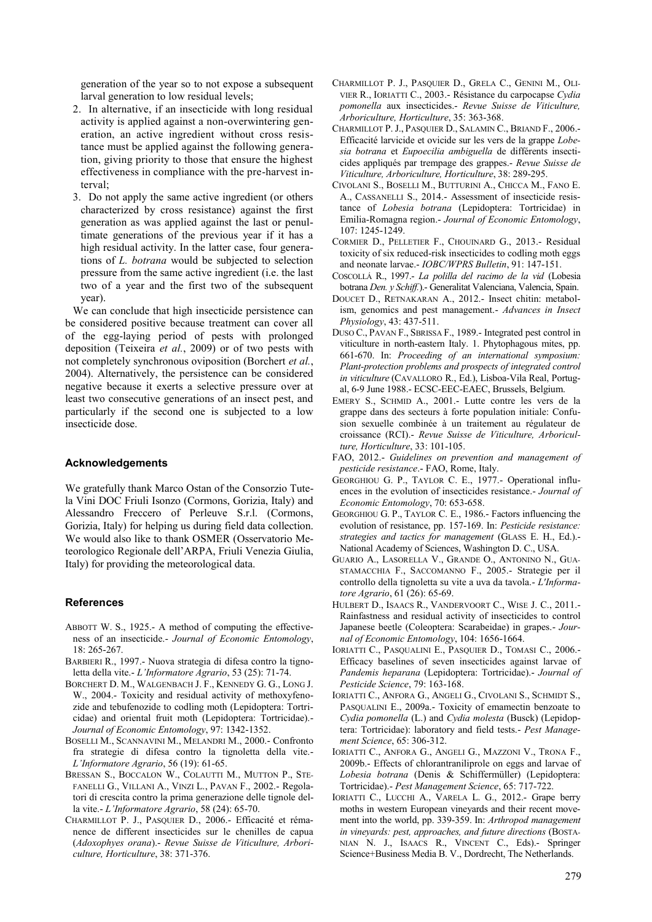generation of the year so to not expose a subsequent larval generation to low residual levels;

2. In alternative, if an insecticide with long residual activity is applied against a non-overwintering generation, an active ingredient without cross resistance must be applied against the following generation, giving priority to those that ensure the highest effectiveness in compliance with the pre-harvest interval;
3. Do not apply the same active ingredient (or others characterized by cross resistance) against the first generation as was applied against the last or penultimate generations of the previous year if it has a high residual activity. In the latter case, four generations of *L. botrana* would be subjected to selection pressure from the same active ingredient (i.e. the last two of a year and the first two of the subsequent year).

We can conclude that high insecticide persistence can be considered positive because treatment can cover all of the egg-laying period of pests with prolonged deposition (Teixeira *et al.*, 2009) or of two pests with not completely synchronous oviposition (Borchert *et al.*, 2004). Alternatively, the persistence can be considered negative because it exerts a selective pressure over at least two consecutive generations of an insect pest, and particularly if the second one is subjected to a low insecticide dose.

## Acknowledgements

We gratefully thank Marco Ostan of the Consorzio Tutela Vini DOC Friuli Isonzo (Cormons, Gorizia, Italy) and Alessandro Freccero of Perleuve S.r.l. (Cormons, Gorizia, Italy) for helping us during field data collection. We would also like to thank OSMER (Osservatorio Meteorologico Regionale dell'ARPA, Friuli Venezia Giulia, Italy) for providing the meteorological data.

## References

ABBOTT W. S., 1925.- A method of computing the effectiveness of an insecticide.- *Journal of Economic Entomology*, 18: 265-267.

BARBIERI R., 1997.- Nuova strategia di difesa contro la tignoletta della vite.- *L'Informatore Agrario*, 53 (25): 71-74.

BORCHERT D. M., WALGENBACH J. F., KENNEDY G. G., LONG J. W., 2004.- Toxicity and residual activity of methoxyfenozide and tebufenozide to codling moth (Lepidoptera: Tortricidae) and oriental fruit moth (Lepidoptera: Tortricidae).- *Journal of Economic Entomology*, 97: 1342-1352.

BOSELLI M., SCANNAVINI M., MELANDRI M., 2000.- Confronto fra strategie di difesa contro la tignoletta della vite.- *L'Informatore Agrario*, 56 (19): 61-65.

BRESSAN S., BOCCALON W., COLAUTTI M., MUTTON P., STEFANELLI G., VILLANI A., VINZI L., PAVAN F., 2002.- Regolatori di crescita contro la prima generazione delle tignole della vite.- *L'Informatore Agrario*, 58 (24): 65-70.

CHARMILLOT P. J., PASQUIER D., 2006.- Efficacité et rémanence de different insecticides sur le chenilles de capua (*Adoxophyes orana*).- *Revue Suisse de Viticulture, Arboriculture, Horticulture*, 38: 371-376.

CHARMILLOT P. J., PASQUIER D., GRELA C., GENINI M., OLIVIER R., IORIATTI C., 2003.- Résistance du carpocapse *Cydia pomonella* aux insecticides.- *Revue Suisse de Viticulture, Arboriculture, Horticulture*, 35: 363-368.

CHARMILLOT P. J., PASQUIER D., SALAMIN C., BRIAND F., 2006.- Efficacité larvicide et ovicide sur les vers de la grappe *Lobesia botrana* et *Eupoecilia ambiguella* de différents insecticides appliqués par trempage des grappes.- *Revue Suisse de Viticulture, Arboriculture, Horticulture*, 38: 289-295.

CIVOLANI S., BOSELLI M., BUTTURINI A., CHICCA M., FANO E. A., CASSANELLI S., 2014.- Assessment of insecticide resistance of *Lobesia botrana* (Lepidoptera: Tortricidae) in Emilia-Romagna region.- *Journal of Economic Entomology*, 107: 1245-1249.

CORMIER D., PELLETIER F., CHOUINARD G., 2013.- Residual toxicity of six reduced-risk insecticides to codling moth eggs and neonate larvae.- *IOBC/WPRS Bulletin*, 91: 147-151.

COSCOLLÁ R., 1997.- *La polilla del racimo de la vid* (Lobesia botrana *Den. y Schiff.*).- Generalitat Valenciana, Valencia, Spain.

DOUCET D., RETNAKARAN A., 2012.- Insect chitin: metabolism, genomics and pest management.- *Advances in Insect Physiology*, 43: 437-511.

DUSO C., PAVAN F., SBRISSA F., 1989.- Integrated pest control in viticulture in north-eastern Italy. 1. Phytophagous mites, pp. 661-670. In: *Proceeding of an international symposium: Plant-protection problems and prospects of integrated control in viticulture* (CAVALLORO R., Ed.), Lisboa-Vila Real, Portugal, 6-9 June 1988.- ECSC-EEC-EAEC, Brussels, Belgium.

EMERY S., SCHMID A., 2001.- Lutte contre les vers de la grappe dans des secteurs à forte population initiale: Confusion sexuelle combinée à un traitement au régulateur de croissance (RCI).- *Revue Suisse de Viticulture, Arboriculture, Horticulture*, 33: 101-105.

FAO, 2012.- *Guidelines on prevention and management of pesticide resistance*.- FAO, Rome, Italy.

GEORGHIOU G. P., TAYLOR C. E., 1977.- Operational influences in the evolution of insecticides resistance.- *Journal of Economic Entomology*, 70: 653-658.

GEORGHIOU G. P., TAYLOR C. E., 1986.- Factors influencing the evolution of resistance, pp. 157-169. In: *Pesticide resistance: strategies and tactics for management* (GLASS E. H., Ed.).- National Academy of Sciences, Washington D. C., USA.

GUARIO A., LASORELLA V., GRANDE O., ANTONINO N., GUASTAMACCHIA F., SACCOMANNO F., 2005.- Strategie per il controllo della tignoletta su vite a uva da tavola.- *L'Informatore Agrario*, 61 (26): 65-69.

HULBERT D., ISAACS R., VANDERVOORT C., WISE J. C., 2011.- Rainfastness and residual activity of insecticides to control Japanese beetle (Coleoptera: Scarabeidae) in grapes.- *Journal of Economic Entomology*, 104: 1656-1664.

IORIATTI C., PASQUALINI E., PASQUIER D., TOMASI C., 2006.- Efficacy baselines of seven insecticides against larvae of *Pandemis heparana* (Lepidoptera: Tortricidae).- *Journal of Pesticide Science*, 79: 163-168.

IORIATTI C., ANFORA G., ANGELI G., CIVOLANI S., SCHMIDT S., PASQUALINI E., 2009a.- Toxicity of emamectin benzoate to *Cydia pomonella* (L.) and *Cydia molesta* (Busck) (Lepidoptera: Tortricidae): laboratory and field tests.- *Pest Management Science*, 65: 306-312.

IORIATTI C., ANFORA G., ANGELI G., MAZZONI V., TRONA F., 2009b.- Effects of chlorantraniliprole on eggs and larvae of *Lobesia botrana* (Denis & Schiffermüller) (Lepidoptera: Tortricidae).- *Pest Management Science*, 65: 717-722.

IORIATTI C., LUCCHI A., VARELA L. G., 2012.- Grape berry moths in western European vineyards and their recent movement into the world, pp. 339-359. In: *Arthropod management in vineyards: pest, approaches, and future directions* (BOSTANIAN N. J., ISAACS R., VINCENT C., Eds).- Springer Science+Business Media B. V., Dordrecht, The Netherlands.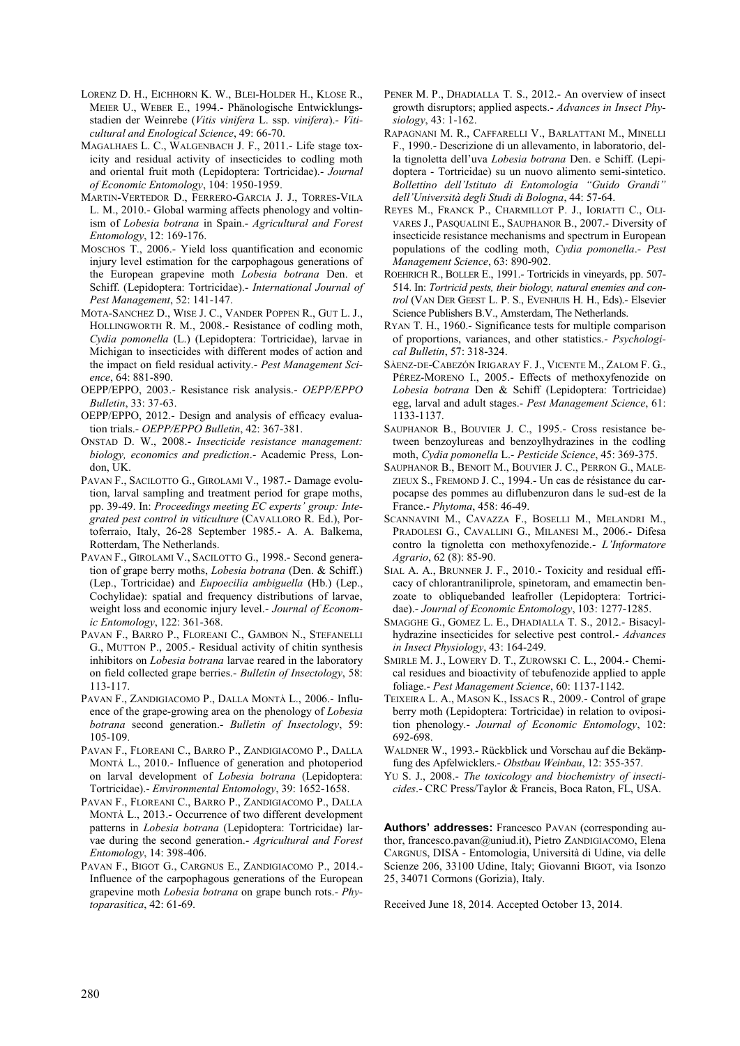LORENZ D. H., EICHHORN K. W., BLEI-HOLDER H., KLOSE R., MEIER U., WEBER E., 1994.- Phänologische Entwicklungsstadien der Weinrebe (*Vitis vinifera* L. ssp. *vinifera*).- *Viticultural and Enological Science*, 49: 66-70.

MAGALHAES L. C., WALGENBACH J. F., 2011.- Life stage toxicity and residual activity of insecticides to codling moth and oriental fruit moth (Lepidoptera: Tortricidae).- *Journal of Economic Entomology*, 104: 1950-1959.

MARTIN-VERTEDOR D., FERRERO-GARCIA J. J., TORRES-VILA L. M., 2010.- Global warming affects phenology and voltinism of *Lobesia botrana* in Spain.- *Agricultural and Forest Entomology*, 12: 169-176.

MOSCHOS T., 2006.- Yield loss quantification and economic injury level estimation for the carpophagous generations of the European grapevine moth *Lobesia botrana* Den. et Schiff. (Lepidoptera: Tortricidae).- *International Journal of Pest Management*, 52: 141-147.

MOTA-SANCHEZ D., WISE J. C., VANDER POPPEN R., GUT L. J., HOLLINGWORTH R. M., 2008.- Resistance of codling moth, *Cydia pomonella* (L.) (Lepidoptera: Tortricidae), larvae in Michigan to insecticides with different modes of action and the impact on field residual activity.- *Pest Management Science*, 64: 881-890.

OEPP/EPPO, 2003.- Resistance risk analysis.- *OEPP/EPPO Bulletin*, 33: 37-63.

OEPP/EPPO, 2012.- Design and analysis of efficacy evaluation trials.- *OEPP/EPPO Bulletin*, 42: 367-381.

ONSTAD D. W., 2008.- *Insecticide resistance management: biology, economics and prediction*.- Academic Press, London, UK.

PAVAN F., SACILOTTO G., GIROLAMI V., 1987.- Damage evolution, larval sampling and treatment period for grape moths, pp. 39-49. In: *Proceedings meeting EC experts' group: Integrated pest control in viticulture* (CAVALLORO R. Ed.), Portoferraio, Italy, 26-28 September 1985.- A. A. Balkema, Rotterdam, The Netherlands.

PAVAN F., GIROLAMI V., SACILOTTO G., 1998.- Second generation of grape berry moths, *Lobesia botrana* (Den. & Schiff.) (Lep., Tortricidae) and *Eupoecilia ambiguella* (Hb.) (Lep., Cochylidae): spatial and frequency distributions of larvae, weight loss and economic injury level.- *Journal of Economic Entomology*, 122: 361-368.

PAVAN F., BARRO P., FLOREANI C., GAMBON N., STEFANELLI G., MUTTON P., 2005.- Residual activity of chitin synthesis inhibitors on *Lobesia botrana* larvae reared in the laboratory on field collected grape berries.- *Bulletin of Insectology*, 58: 113-117.

PAVAN F., ZANDIGIACOMO P., DALLA MONTÀ L., 2006.- Influence of the grape-growing area on the phenology of *Lobesia botrana* second generation.- *Bulletin of Insectology*, 59: 105-109.

PAVAN F., FLOREANI C., BARRO P., ZANDIGIACOMO P., DALLA MONTÀ L., 2010.- Influence of generation and photoperiod on larval development of *Lobesia botrana* (Lepidoptera: Tortricidae).- *Environmental Entomology*, 39: 1652-1658.

PAVAN F., FLOREANI C., BARRO P., ZANDIGIACOMO P., DALLA MONTÀ L., 2013.- Occurrence of two different development patterns in *Lobesia botrana* (Lepidoptera: Tortricidae) larvae during the second generation.- *Agricultural and Forest Entomology*, 14: 398-406.

PAVAN F., BIGOT G., CARGNUS E., ZANDIGIACOMO P., 2014.- Influence of the carpophagous generations of the European grapevine moth *Lobesia botrana* on grape bunch rots.- *Phytoparasitica*, 42: 61-69.

PENER M. P., DHADIALLA T. S., 2012.- An overview of insect growth disruptors; applied aspects.- *Advances in Insect Physiology*, 43: 1-162.

RAPAGNANI M. R., CAFFARELLI V., BARLATTANI M., MINELLI F., 1990.- Descrizione di un allevamento, in laboratorio, della tignoletta dell'uva *Lobesia botrana* Den. e Schiff. (Lepidoptera - Tortricidae) su un nuovo alimento semi-sintetico. *Bollettino dell'Istituto di Entomologia "Guido Grandi" dell'Università degli Studi di Bologna*, 44: 57-64.

REYES M., FRANCK P., CHARMILLOT P. J., IORIATTI C., OLIVARES J., PASQUALINI E., SAUPHANOR B., 2007.- Diversity of insecticide resistance mechanisms and spectrum in European populations of the codling moth, *Cydia pomonella*.- *Pest Management Science*, 63: 890-902.

ROEHRICH R., BOLLER E., 1991.- Tortricids in vineyards, pp. 507-514. In: *Tortricid pests, their biology, natural enemies and control* (VAN DER GEEST L. P. S., EVENHUIS H. H., Eds).- Elsevier Science Publishers B.V., Amsterdam, The Netherlands.

RYAN T. H., 1960.- Significance tests for multiple comparison of proportions, variances, and other statistics.- *Psychological Bulletin*, 57: 318-324.

SÀENZ-DE-CABEZÓN IRIGARAY F. J., VICENTE M., ZALOM F. G., PÉREZ-MORENO I., 2005.- Effects of methoxyfenozide on *Lobesia botrana* Den & Schiff (Lepidoptera: Tortricidae) egg, larval and adult stages.- *Pest Management Science*, 61: 1133-1137.

SAUPHANOR B., BOUVIER J. C., 1995.- Cross resistance between benzoylureas and benzoylhydrazines in the codling moth, *Cydia pomonella* L.- *Pesticide Science*, 45: 369-375.

SAUPHANOR B., BENOIT M., BOUVIER J. C., PERRON G., MALEZIEUX S., FREMOND J. C., 1994.- Un cas de résistance du carpocapse des pommes au diflubenzuron dans le sud-est de la France.- *Phytoma*, 458: 46-49.

SCANNAVINI M., CAVAZZA F., BOSELLI M., MELANDRI M., PRADOLESI G., CAVALLINI G., MILANESI M., 2006.- Difesa contro la tignoletta con methoxyfenozide.- *L'Informatore Agrario*, 62 (8): 85-90.

SIAL A. A., BRUNNER J. F., 2010.- Toxicity and residual efficacy of chlorantraniliprole, spinetoram, and emamectin benzoate to obliquebanded leafroller (Lepidoptera: Tortricidae).- *Journal of Economic Entomology*, 103: 1277-1285.

SMAGGHE G., GOMEZ L. E., DHADIALLA T. S., 2012.- Bisacylhydrazine insecticides for selective pest control.- *Advances in Insect Physiology*, 43: 164-249.

SMIRLE M. J., LOWERY D. T., ZUROWSKI C. L., 2004.- Chemical residues and bioactivity of tebufenozide applied to apple foliage.- *Pest Management Science*, 60: 1137-1142.

TEIXEIRA L. A., MASON K., ISSACS R., 2009.- Control of grape berry moth (Lepidoptera: Tortricidae) in relation to oviposition phenology.- *Journal of Economic Entomology*, 102: 692-698.

WALDNER W., 1993.- Rückblick und Vorschau auf die Bekämpfung des Apfelwicklers.- *Obstbau Weinbau*, 12: 355-357.

YU S. J., 2008.- *The toxicology and biochemistry of insecticides*.- CRC Press/Taylor & Francis, Boca Raton, FL, USA.

**Authors' addresses:** Francesco PAVAN (corresponding author, francesco.pavan@uniud.it), Pietro ZANDIGIACOMO, Elena CARGNUS, DISA - Entomologia, Università di Udine, via delle Scienze 206, 33100 Udine, Italy; Giovanni BIGOT, via Isonzo 25, 34071 Cormons (Gorizia), Italy.

Received June 18, 2014. Accepted October 13, 2014.